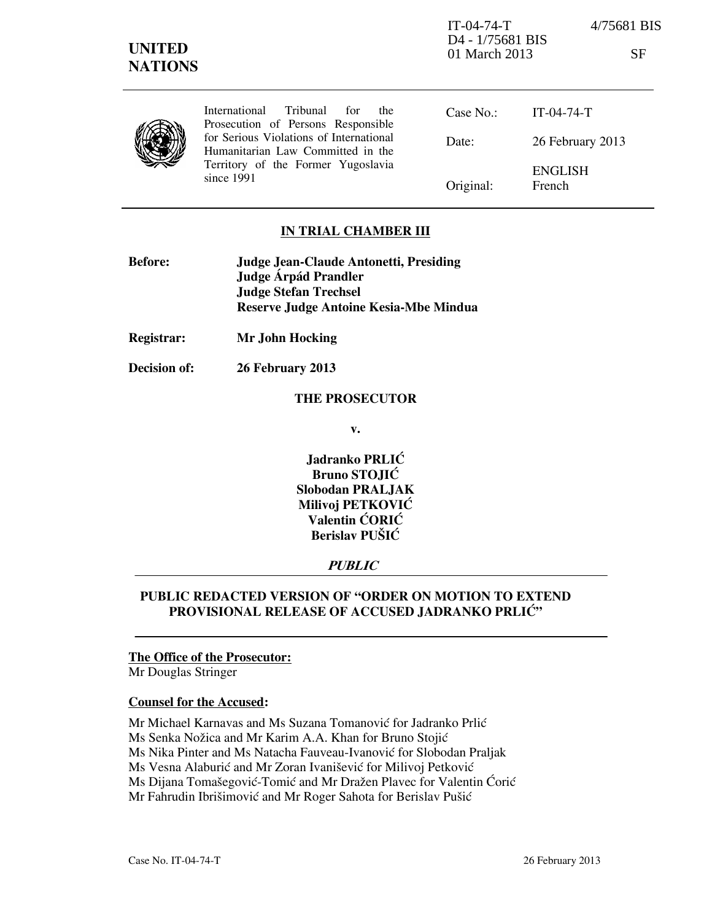IT-04-74-T 4/75681 BIS
D4 - 1/75681 BIS
01 March 2013 SF

**UNITED NATIONS**

International Tribunal for the Prosecution of Persons Responsible for Serious Violations of International Humanitarian Law Committed in the Territory of the Former Yugoslavia since 1991

| | |
|---|---|
| Case No.: | IT-04-74-T |
| Date: | 26 February 2013 |
| Original: | ENGLISH French |

**IN TRIAL CHAMBER III**

**Before:** **Judge Jean-Claude Antonetti, Presiding**
**Judge Árpád Prandler**
**Judge Stefan Trechsel**
**Reserve Judge Antoine Kesia-Mbe Mindua**

**Registrar:** **Mr John Hocking**

**Decision of:** **26 February 2013**

**THE PROSECUTOR**

**v.**

**Jadranko PRLIĆ**
**Bruno STOJIĆ**
**Slobodan PRALJAK**
**Milivoj PETKOVIĆ**
**Valentin ĆORIĆ**
**Berislav PUŠIĆ**

***PUBLIC***

**PUBLIC REDACTED VERSION OF "ORDER ON MOTION TO EXTEND PROVISIONAL RELEASE OF ACCUSED JADRANKO PRLIĆ"**

**The Office of the Prosecutor:**
Mr Douglas Stringer

**Counsel for the Accused:**

Mr Michael Karnavas and Ms Suzana Tomanović for Jadranko Prlić
Ms Senka Nožica and Mr Karim A.A. Khan for Bruno Stojić
Ms Nika Pinter and Ms Natacha Fauveau-Ivanović for Slobodan Praljak
Ms Vesna Alaburić and Mr Zoran Ivanišević for Milivoj Petković
Ms Dijana Tomašegović-Tomić and Mr Dražen Plavec for Valentin Ćorić
Mr Fahrudin Ibrišimović and Mr Roger Sahota for Berislav Pušić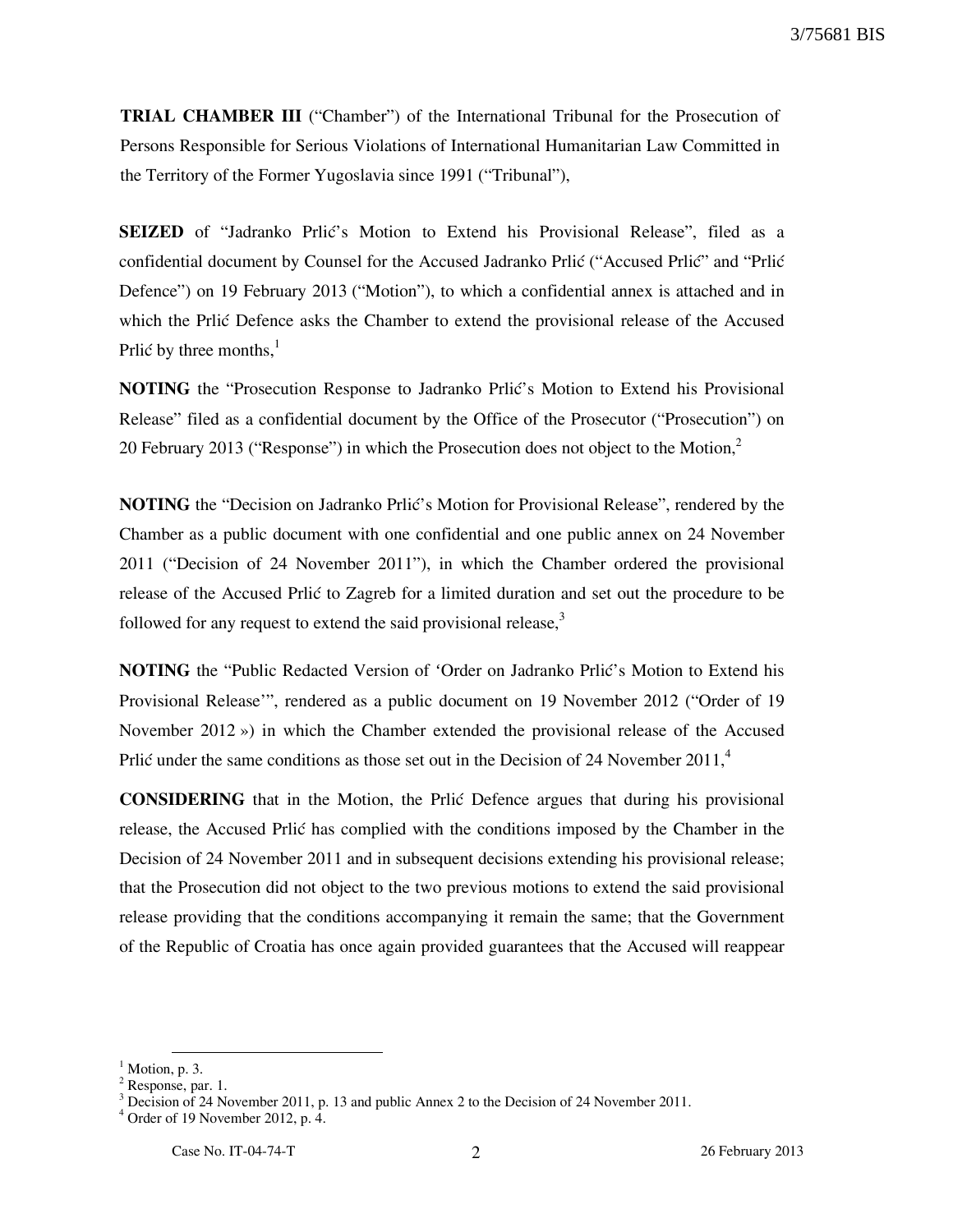**TRIAL CHAMBER III** ("Chamber") of the International Tribunal for the Prosecution of Persons Responsible for Serious Violations of International Humanitarian Law Committed in the Territory of the Former Yugoslavia since 1991 ("Tribunal"),

**SEIZED** of "Jadranko Prlić's Motion to Extend his Provisional Release", filed as a confidential document by Counsel for the Accused Jadranko Prlić ("Accused Prlić" and "Prlić Defence") on 19 February 2013 ("Motion"), to which a confidential annex is attached and in which the Prlić Defence asks the Chamber to extend the provisional release of the Accused Prlić by three months,[1]

**NOTING** the "Prosecution Response to Jadranko Prlić's Motion to Extend his Provisional Release" filed as a confidential document by the Office of the Prosecutor ("Prosecution") on 20 February 2013 ("Response") in which the Prosecution does not object to the Motion,[2]

**NOTING** the "Decision on Jadranko Prlić's Motion for Provisional Release", rendered by the Chamber as a public document with one confidential and one public annex on 24 November 2011 ("Decision of 24 November 2011"), in which the Chamber ordered the provisional release of the Accused Prlić to Zagreb for a limited duration and set out the procedure to be followed for any request to extend the said provisional release,[3]

**NOTING** the "Public Redacted Version of 'Order on Jadranko Prlić's Motion to Extend his Provisional Release'", rendered as a public document on 19 November 2012 ("Order of 19 November 2012 ») in which the Chamber extended the provisional release of the Accused Prlić under the same conditions as those set out in the Decision of 24 November 2011,[4]

**CONSIDERING** that in the Motion, the Prlić Defence argues that during his provisional release, the Accused Prlić has complied with the conditions imposed by the Chamber in the Decision of 24 November 2011 and in subsequent decisions extending his provisional release; that the Prosecution did not object to the two previous motions to extend the said provisional release providing that the conditions accompanying it remain the same; that the Government of the Republic of Croatia has once again provided guarantees that the Accused will reappear

---

[1] Motion, p. 3.
[2] Response, par. 1.
[3] Decision of 24 November 2011, p. 13 and public Annex 2 to the Decision of 24 November 2011.
[4] Order of 19 November 2012, p. 4.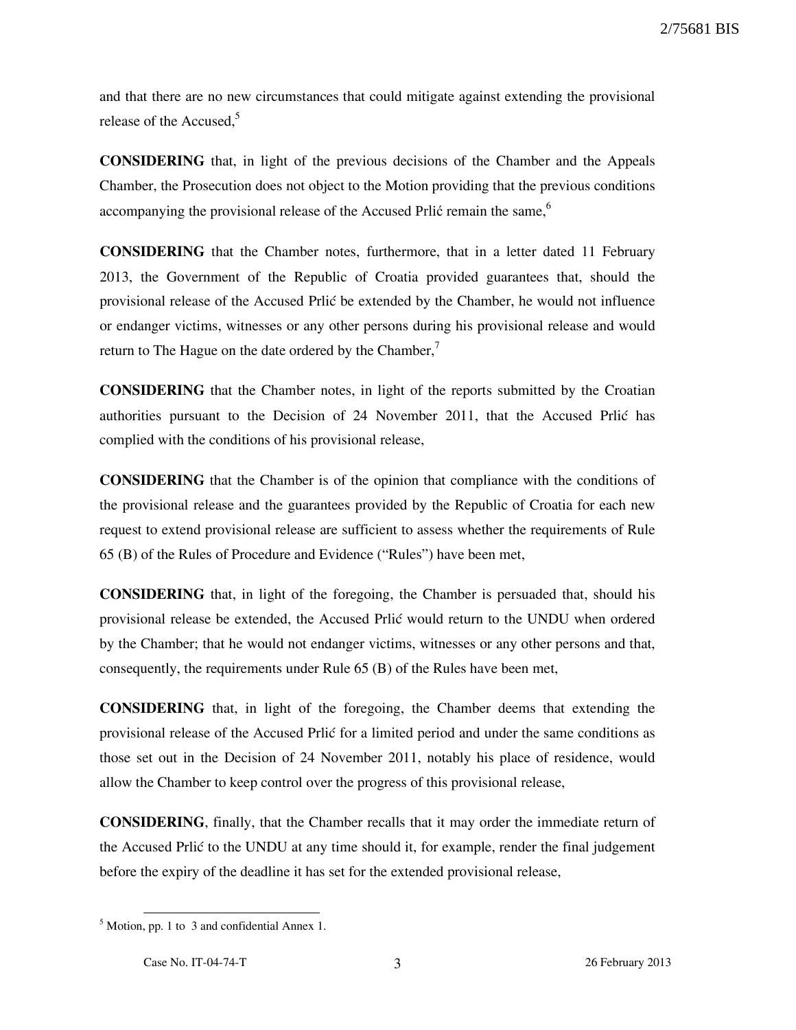and that there are no new circumstances that could mitigate against extending the provisional release of the Accused,[5]

**CONSIDERING** that, in light of the previous decisions of the Chamber and the Appeals Chamber, the Prosecution does not object to the Motion providing that the previous conditions accompanying the provisional release of the Accused Prlić remain the same,[6]

**CONSIDERING** that the Chamber notes, furthermore, that in a letter dated 11 February 2013, the Government of the Republic of Croatia provided guarantees that, should the provisional release of the Accused Prlić be extended by the Chamber, he would not influence or endanger victims, witnesses or any other persons during his provisional release and would return to The Hague on the date ordered by the Chamber,[7]

**CONSIDERING** that the Chamber notes, in light of the reports submitted by the Croatian authorities pursuant to the Decision of 24 November 2011, that the Accused Prlić has complied with the conditions of his provisional release,

**CONSIDERING** that the Chamber is of the opinion that compliance with the conditions of the provisional release and the guarantees provided by the Republic of Croatia for each new request to extend provisional release are sufficient to assess whether the requirements of Rule 65 (B) of the Rules of Procedure and Evidence ("Rules") have been met,

**CONSIDERING** that, in light of the foregoing, the Chamber is persuaded that, should his provisional release be extended, the Accused Prlić would return to the UNDU when ordered by the Chamber; that he would not endanger victims, witnesses or any other persons and that, consequently, the requirements under Rule 65 (B) of the Rules have been met,

**CONSIDERING** that, in light of the foregoing, the Chamber deems that extending the provisional release of the Accused Prlić for a limited period and under the same conditions as those set out in the Decision of 24 November 2011, notably his place of residence, would allow the Chamber to keep control over the progress of this provisional release,

**CONSIDERING**, finally, that the Chamber recalls that it may order the immediate return of the Accused Prlić to the UNDU at any time should it, for example, render the final judgement before the expiry of the deadline it has set for the extended provisional release,

---

[5] Motion, pp. 1 to 3 and confidential Annex 1.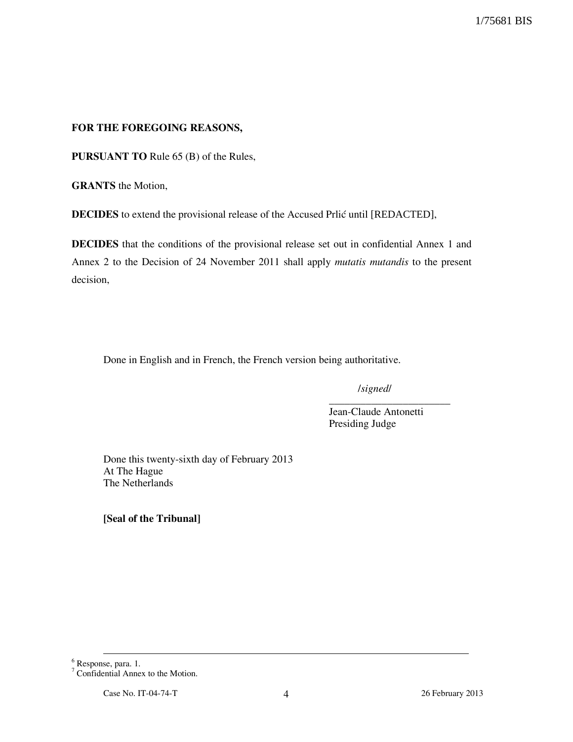**FOR THE FOREGOING REASONS,**

**PURSUANT TO** Rule 65 (B) of the Rules,

**GRANTS** the Motion,

**DECIDES** to extend the provisional release of the Accused Prlić until [REDACTED],

**DECIDES** that the conditions of the provisional release set out in confidential Annex 1 and Annex 2 to the Decision of 24 November 2011 shall apply *mutatis mutandis* to the present decision,

Done in English and in French, the French version being authoritative.

*/signed/*

_______________________

Jean-Claude Antonetti
Presiding Judge

Done this twenty-sixth day of February 2013
At The Hague
The Netherlands

**[Seal of the Tribunal]**

---

[6] Response, para. 1.
[7] Confidential Annex to the Motion.